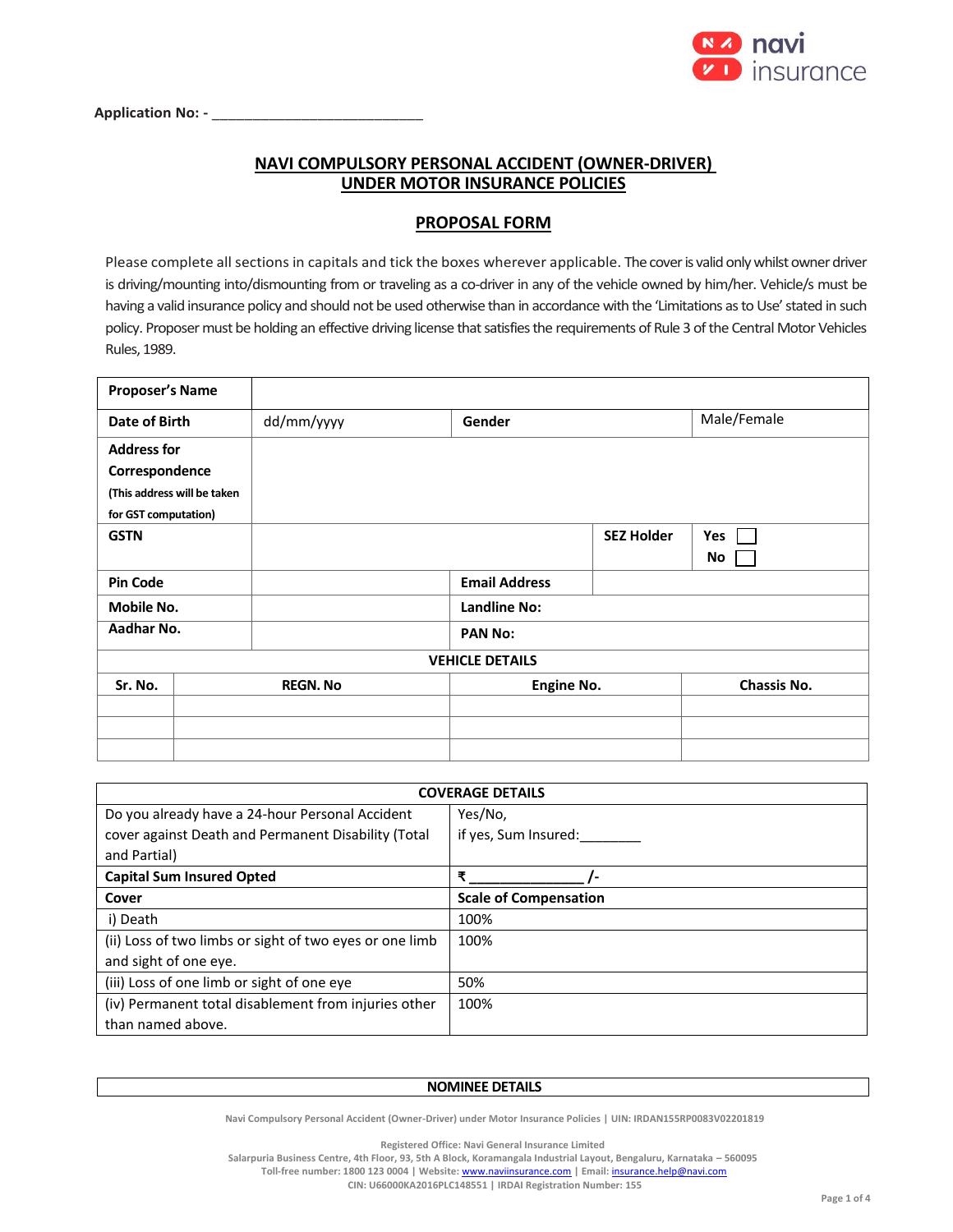Application No: - ___________________________

# NAVI COMPULSORY PERSONAL ACCIDENT (OWNER-DRIVER) UNDER MOTOR INSURANCE POLICIES

## PROPOSAL FORM

Please complete all sections in capitals and tick the boxes wherever applicable. The cover is valid only whilst owner driver is driving/mounting into/dismounting from or traveling as a co-driver in any of the vehicle owned by him/her. Vehicle/s must be having a valid insurance policy and should not be used otherwise than in accordance with the 'Limitations as to Use' stated in such policy. Proposer must be holding an effective driving license that satisfies the requirements of Rule 3 of the Central Motor Vehicles Rules, 1989.

| | | | |
|---|---|---|---|
| **Proposer's Name** | | | |
| **Date of Birth** | dd/mm/yyyy | **Gender** | Male/Female |
| **Address for Correspondence** (This address will be taken for GST computation) | | | |
| **GSTN** | | **SEZ Holder** | **Yes** ☐ **No** ☐ |
| **Pin Code** | | **Email Address** | |
| **Mobile No.** | | **Landline No:** | |
| **Aadhar No.** | | **PAN No:** | |

**VEHICLE DETAILS**

| Sr. No. | REGN. No | Engine No. | Chassis No. |
|---|---|---|---|
| | | | |
| | | | |
| | | | |

| COVERAGE DETAILS | |
|---|---|
| Do you already have a 24-hour Personal Accident cover against Death and Permanent Disability (Total and Partial) | Yes/No, if yes, Sum Insured:________ |
| **Capital Sum Insured Opted** | **₹ _______________ /-** |
| **Cover** | **Scale of Compensation** |
| i) Death | 100% |
| (ii) Loss of two limbs or sight of two eyes or one limb and sight of one eye. | 100% |
| (iii) Loss of one limb or sight of one eye | 50% |
| (iv) Permanent total disablement from injuries other than named above. | 100% |

**NOMINEE DETAILS**

Navi Compulsory Personal Accident (Owner-Driver) under Motor Insurance Policies | UIN: IRDAN155RP0083V02201819

Registered Office: Navi General Insurance Limited
Salarpuria Business Centre, 4th Floor, 93, 5th A Block, Koramangala Industrial Layout, Bengaluru, Karnataka – 560095
Toll-free number: 1800 123 0004 | Website: www.naviinsurance.com | Email: insurance.help@navi.com
CIN: U66000KA2016PLC148551 | IRDAI Registration Number: 155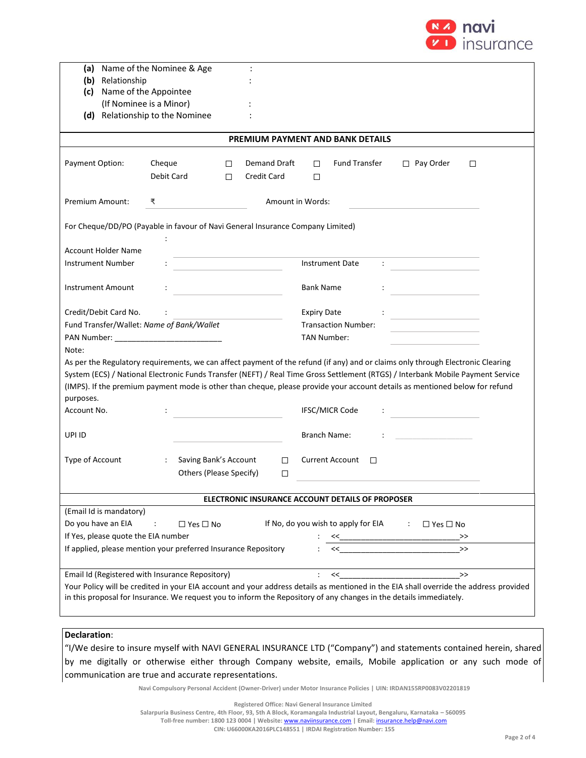**(a)** Name of the Nominee & Age :

**(b)** Relationship :

**(c)** Name of the Appointee (If Nominee is a Minor) :

**(d)** Relationship to the Nominee :

## PREMIUM PAYMENT AND BANK DETAILS

Payment Option: Cheque ☐ Demand Draft ☐ Fund Transfer ☐ Pay Order ☐ Debit Card ☐ Credit Card ☐

Premium Amount: ₹ \_\_\_\_\_\_\_\_\_\_\_\_\_\_\_\_ Amount in Words: \_\_\_\_\_\_\_\_\_\_\_\_\_\_\_\_

For Cheque/DD/PO (Payable in favour of Navi General Insurance Company Limited)

Account Holder Name : \_\_\_\_\_\_\_\_\_\_\_\_\_\_\_\_

Instrument Number : \_\_\_\_\_\_\_\_\_\_\_\_\_\_\_\_ Instrument Date : \_\_\_\_\_\_\_\_\_\_\_\_\_\_\_\_

Instrument Amount : \_\_\_\_\_\_\_\_\_\_\_\_\_\_\_\_ Bank Name : \_\_\_\_\_\_\_\_\_\_\_\_\_\_\_\_

Credit/Debit Card No. : \_\_\_\_\_\_\_\_\_\_\_\_\_\_\_\_ Expiry Date : \_\_\_\_\_\_\_\_\_\_\_\_\_\_\_\_

Fund Transfer/Wallet: *Name of Bank/Wallet* Transaction Number: \_\_\_\_\_\_\_\_\_\_\_\_\_\_\_\_

PAN Number: \_\_\_\_\_\_\_\_\_\_\_\_\_\_\_\_\_\_\_\_\_\_\_\_\_ TAN Number: \_\_\_\_\_\_\_\_\_\_\_\_\_\_\_\_

Note:

As per the Regulatory requirements, we can affect payment of the refund (if any) and or claims only through Electronic Clearing System (ECS) / National Electronic Funds Transfer (NEFT) / Real Time Gross Settlement (RTGS) / Interbank Mobile Payment Service (IMPS). If the premium payment mode is other than cheque, please provide your account details as mentioned below for refund purposes.

Account No. : \_\_\_\_\_\_\_\_\_\_\_\_\_\_\_\_ IFSC/MICR Code : \_\_\_\_\_\_\_\_\_\_\_\_\_\_\_\_

UPI ID \_\_\_\_\_\_\_\_\_\_\_\_\_\_\_\_ Branch Name: : \_\_\_\_\_\_\_\_\_\_\_\_\_\_\_\_

Type of Account : Saving Bank's Account ☐ Current Account ☐ Others (Please Specify) ☐ \_\_\_\_\_\_\_\_\_\_\_\_\_\_\_\_

## ELECTRONIC INSURANCE ACCOUNT DETAILS OF PROPOSER

(Email Id is mandatory)

Do you have an EIA : ☐ Yes ☐ No If No, do you wish to apply for EIA : ☐ Yes ☐ No

If Yes, please quote the EIA number : <<\_\_\_\_\_\_\_\_\_\_\_\_\_\_\_\_\_\_\_\_\_\_\_\_\_\_\_\_>>

If applied, please mention your preferred Insurance Repository : <<\_\_\_\_\_\_\_\_\_\_\_\_\_\_\_\_\_\_\_\_\_\_\_\_\_\_\_\_>>

Email Id (Registered with Insurance Repository) : <<\_\_\_\_\_\_\_\_\_\_\_\_\_\_\_\_\_\_\_\_\_\_\_\_\_\_\_\_>>

Your Policy will be credited in your EIA account and your address details as mentioned in the EIA shall override the address provided in this proposal for Insurance. We request you to inform the Repository of any changes in the details immediately.

**Declaration**:

"I/We desire to insure myself with NAVI GENERAL INSURANCE LTD ("Company") and statements contained herein, shared by me digitally or otherwise either through Company website, emails, Mobile application or any such mode of communication are true and accurate representations.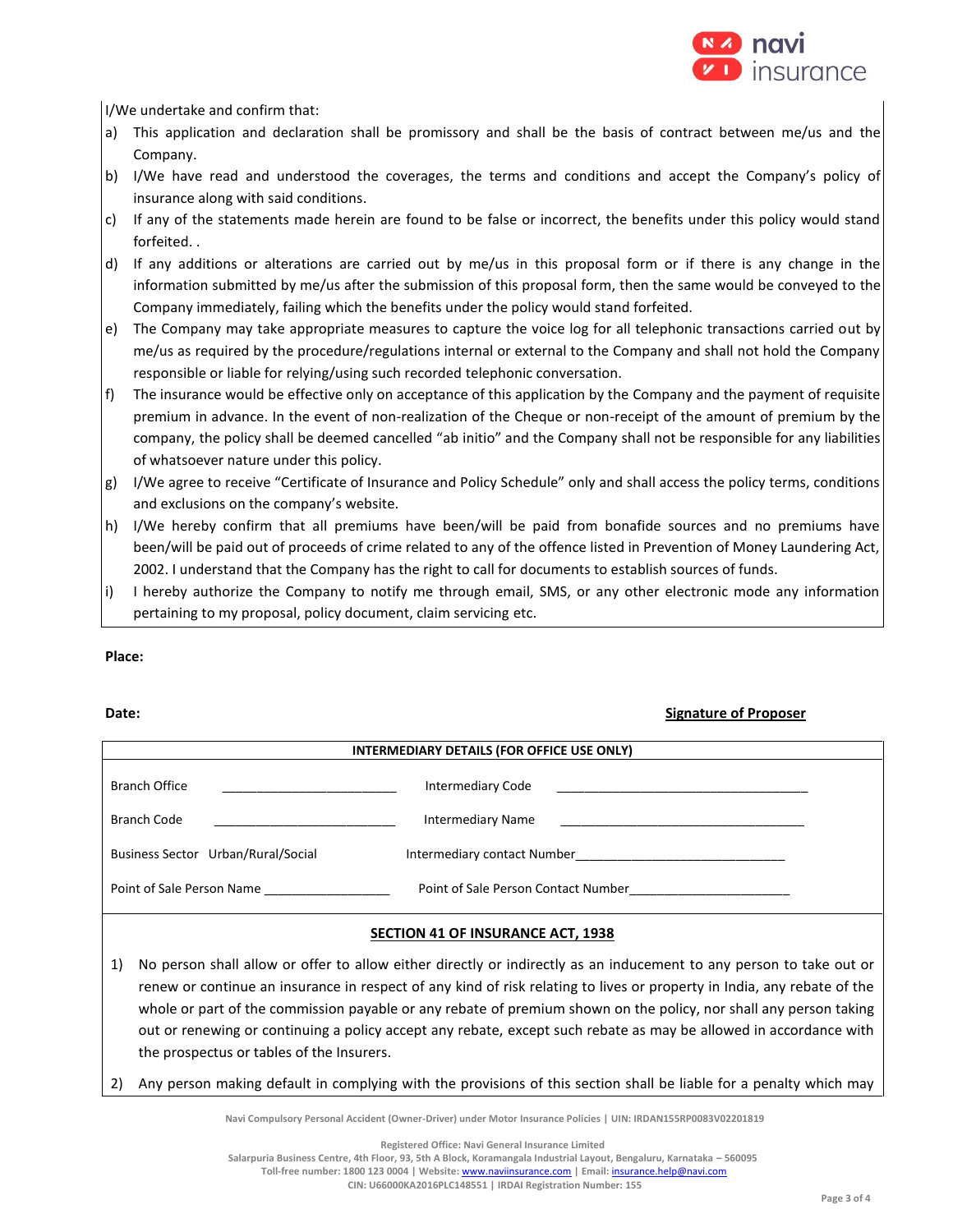I/We undertake and confirm that:

a) This application and declaration shall be promissory and shall be the basis of contract between me/us and the Company.
b) I/We have read and understood the coverages, the terms and conditions and accept the Company's policy of insurance along with said conditions.
c) If any of the statements made herein are found to be false or incorrect, the benefits under this policy would stand forfeited. .
d) If any additions or alterations are carried out by me/us in this proposal form or if there is any change in the information submitted by me/us after the submission of this proposal form, then the same would be conveyed to the Company immediately, failing which the benefits under the policy would stand forfeited.
e) The Company may take appropriate measures to capture the voice log for all telephonic transactions carried out by me/us as required by the procedure/regulations internal or external to the Company and shall not hold the Company responsible or liable for relying/using such recorded telephonic conversation.
f) The insurance would be effective only on acceptance of this application by the Company and the payment of requisite premium in advance. In the event of non-realization of the Cheque or non-receipt of the amount of premium by the company, the policy shall be deemed cancelled "ab initio" and the Company shall not be responsible for any liabilities of whatsoever nature under this policy.
g) I/We agree to receive "Certificate of Insurance and Policy Schedule" only and shall access the policy terms, conditions and exclusions on the company's website.
h) I/We hereby confirm that all premiums have been/will be paid from bonafide sources and no premiums have been/will be paid out of proceeds of crime related to any of the offence listed in Prevention of Money Laundering Act, 2002. I understand that the Company has the right to call for documents to establish sources of funds.
i) I hereby authorize the Company to notify me through email, SMS, or any other electronic mode any information pertaining to my proposal, policy document, claim servicing etc.

**Place:**

**Date:** **Signature of Proposer**

**INTERMEDIARY DETAILS (FOR OFFICE USE ONLY)**

| | |
|---|---|
| Branch Office ________________________ | Intermediary Code ____________________________________ |
| Branch Code __________________________ | Intermediary Name ___________________________________ |
| Business Sector Urban/Rural/Social | Intermediary contact Number_____________________________ |
| Point of Sale Person Name _________________ | Point of Sale Person Contact Number______________________ |

**SECTION 41 OF INSURANCE ACT, 1938**

1) No person shall allow or offer to allow either directly or indirectly as an inducement to any person to take out or renew or continue an insurance in respect of any kind of risk relating to lives or property in India, any rebate of the whole or part of the commission payable or any rebate of premium shown on the policy, nor shall any person taking out or renewing or continuing a policy accept any rebate, except such rebate as may be allowed in accordance with the prospectus or tables of the Insurers.
2) Any person making default in complying with the provisions of this section shall be liable for a penalty which may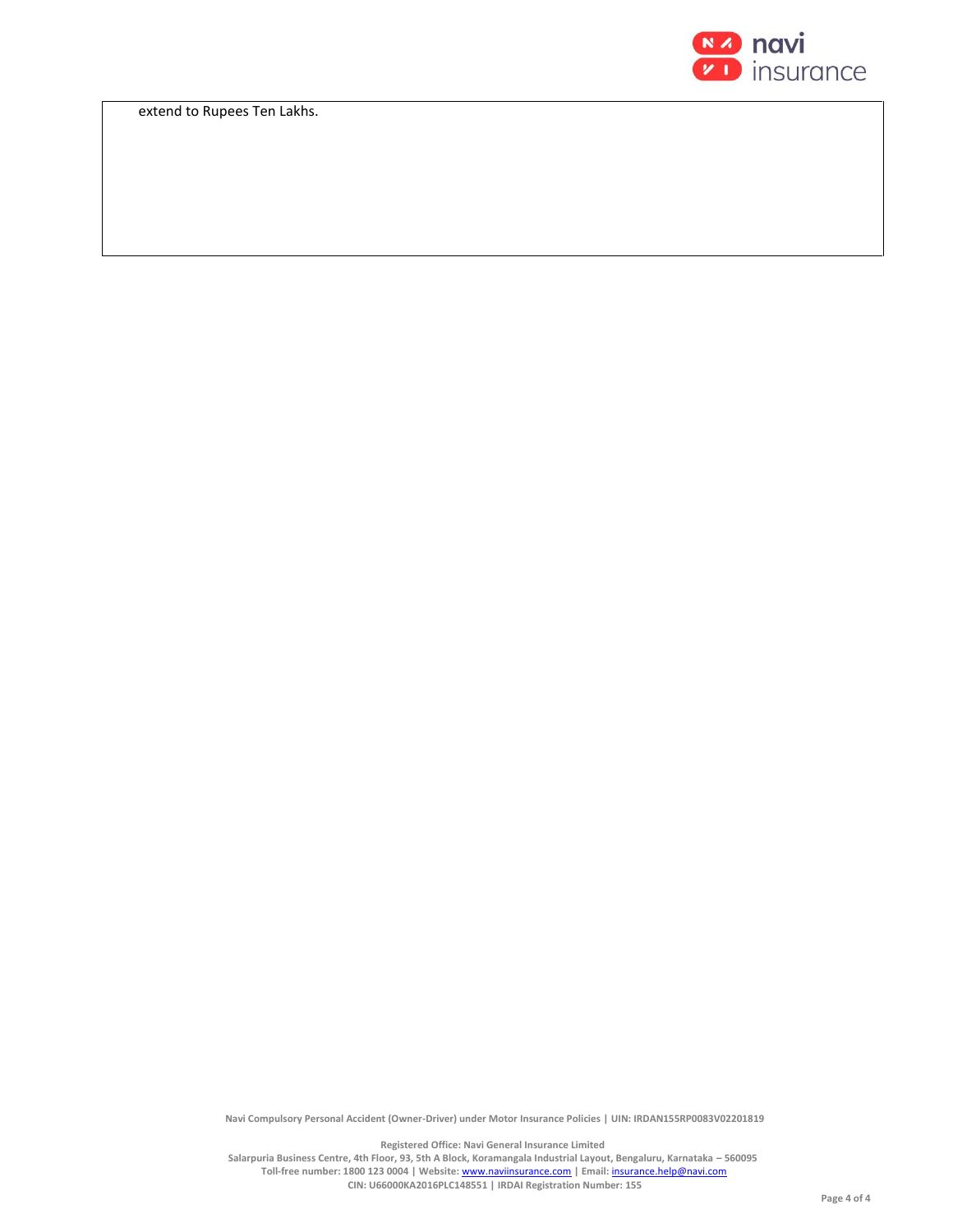extend to Rupees Ten Lakhs.